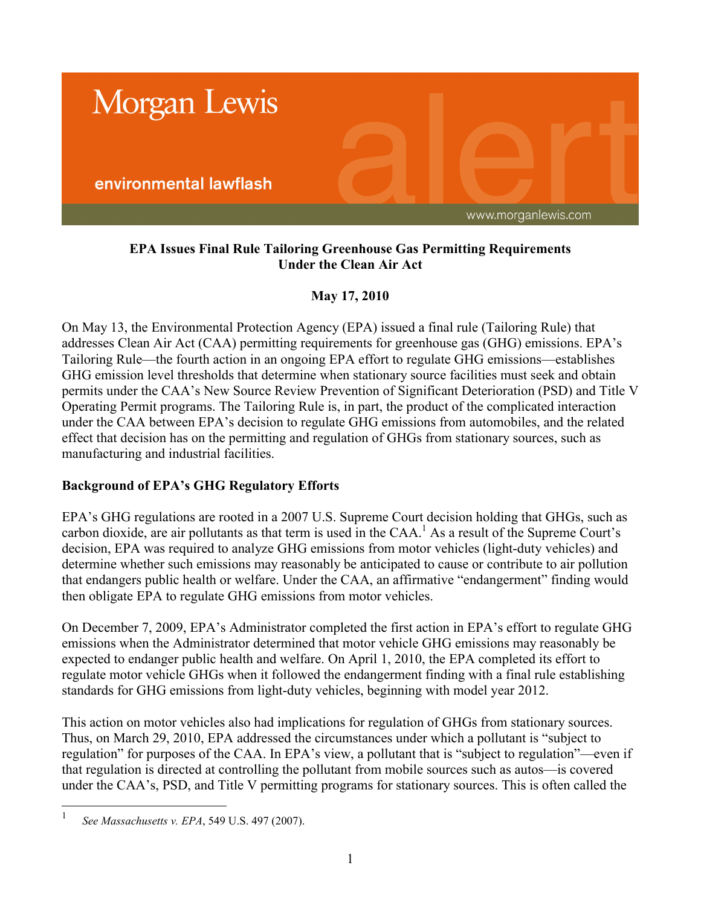Morgan Lewis

environmental lawflash

alert

www.morganlewis.com

**EPA Issues Final Rule Tailoring Greenhouse Gas Permitting Requirements Under the Clean Air Act**

**May 17, 2010**

On May 13, the Environmental Protection Agency (EPA) issued a final rule (Tailoring Rule) that addresses Clean Air Act (CAA) permitting requirements for greenhouse gas (GHG) emissions. EPA's Tailoring Rule—the fourth action in an ongoing EPA effort to regulate GHG emissions—establishes GHG emission level thresholds that determine when stationary source facilities must seek and obtain permits under the CAA's New Source Review Prevention of Significant Deterioration (PSD) and Title V Operating Permit programs. The Tailoring Rule is, in part, the product of the complicated interaction under the CAA between EPA's decision to regulate GHG emissions from automobiles, and the related effect that decision has on the permitting and regulation of GHGs from stationary sources, such as manufacturing and industrial facilities.

## Background of EPA's GHG Regulatory Efforts

EPA's GHG regulations are rooted in a 2007 U.S. Supreme Court decision holding that GHGs, such as carbon dioxide, are air pollutants as that term is used in the CAA.[1] As a result of the Supreme Court's decision, EPA was required to analyze GHG emissions from motor vehicles (light-duty vehicles) and determine whether such emissions may reasonably be anticipated to cause or contribute to air pollution that endangers public health or welfare. Under the CAA, an affirmative "endangerment" finding would then obligate EPA to regulate GHG emissions from motor vehicles.

On December 7, 2009, EPA's Administrator completed the first action in EPA's effort to regulate GHG emissions when the Administrator determined that motor vehicle GHG emissions may reasonably be expected to endanger public health and welfare. On April 1, 2010, the EPA completed its effort to regulate motor vehicle GHGs when it followed the endangerment finding with a final rule establishing standards for GHG emissions from light-duty vehicles, beginning with model year 2012.

This action on motor vehicles also had implications for regulation of GHGs from stationary sources. Thus, on March 29, 2010, EPA addressed the circumstances under which a pollutant is "subject to regulation" for purposes of the CAA. In EPA's view, a pollutant that is "subject to regulation"—even if that regulation is directed at controlling the pollutant from mobile sources such as autos—is covered under the CAA's, PSD, and Title V permitting programs for stationary sources. This is often called the

[1] *See Massachusetts v. EPA*, 549 U.S. 497 (2007).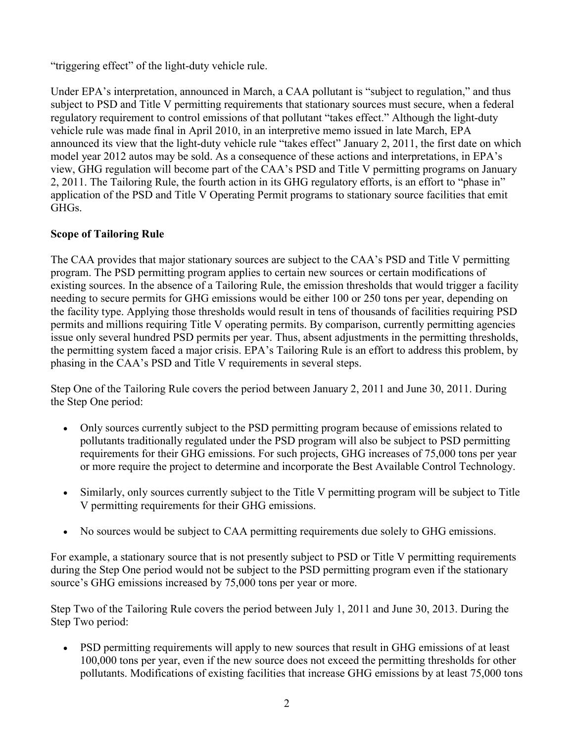"triggering effect" of the light-duty vehicle rule.

Under EPA's interpretation, announced in March, a CAA pollutant is "subject to regulation," and thus subject to PSD and Title V permitting requirements that stationary sources must secure, when a federal regulatory requirement to control emissions of that pollutant "takes effect." Although the light-duty vehicle rule was made final in April 2010, in an interpretive memo issued in late March, EPA announced its view that the light-duty vehicle rule "takes effect" January 2, 2011, the first date on which model year 2012 autos may be sold. As a consequence of these actions and interpretations, in EPA's view, GHG regulation will become part of the CAA's PSD and Title V permitting programs on January 2, 2011. The Tailoring Rule, the fourth action in its GHG regulatory efforts, is an effort to "phase in" application of the PSD and Title V Operating Permit programs to stationary source facilities that emit GHGs.

**Scope of Tailoring Rule**

The CAA provides that major stationary sources are subject to the CAA's PSD and Title V permitting program. The PSD permitting program applies to certain new sources or certain modifications of existing sources. In the absence of a Tailoring Rule, the emission thresholds that would trigger a facility needing to secure permits for GHG emissions would be either 100 or 250 tons per year, depending on the facility type. Applying those thresholds would result in tens of thousands of facilities requiring PSD permits and millions requiring Title V operating permits. By comparison, currently permitting agencies issue only several hundred PSD permits per year. Thus, absent adjustments in the permitting thresholds, the permitting system faced a major crisis. EPA's Tailoring Rule is an effort to address this problem, by phasing in the CAA's PSD and Title V requirements in several steps.

Step One of the Tailoring Rule covers the period between January 2, 2011 and June 30, 2011. During the Step One period:

- Only sources currently subject to the PSD permitting program because of emissions related to pollutants traditionally regulated under the PSD program will also be subject to PSD permitting requirements for their GHG emissions. For such projects, GHG increases of 75,000 tons per year or more require the project to determine and incorporate the Best Available Control Technology.

- Similarly, only sources currently subject to the Title V permitting program will be subject to Title V permitting requirements for their GHG emissions.

- No sources would be subject to CAA permitting requirements due solely to GHG emissions.

For example, a stationary source that is not presently subject to PSD or Title V permitting requirements during the Step One period would not be subject to the PSD permitting program even if the stationary source's GHG emissions increased by 75,000 tons per year or more.

Step Two of the Tailoring Rule covers the period between July 1, 2011 and June 30, 2013. During the Step Two period:

- PSD permitting requirements will apply to new sources that result in GHG emissions of at least 100,000 tons per year, even if the new source does not exceed the permitting thresholds for other pollutants. Modifications of existing facilities that increase GHG emissions by at least 75,000 tons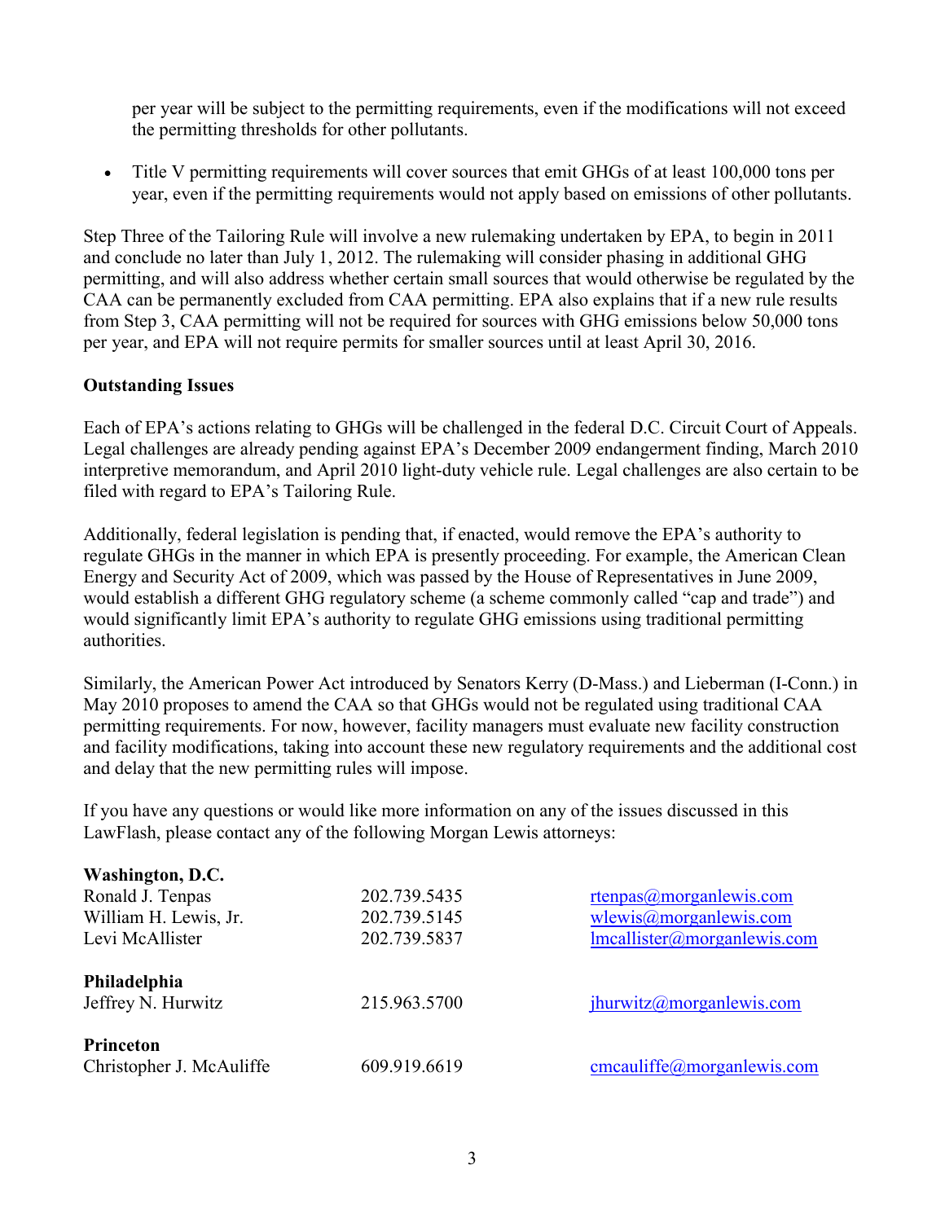per year will be subject to the permitting requirements, even if the modifications will not exceed the permitting thresholds for other pollutants.

- Title V permitting requirements will cover sources that emit GHGs of at least 100,000 tons per year, even if the permitting requirements would not apply based on emissions of other pollutants.

Step Three of the Tailoring Rule will involve a new rulemaking undertaken by EPA, to begin in 2011 and conclude no later than July 1, 2012. The rulemaking will consider phasing in additional GHG permitting, and will also address whether certain small sources that would otherwise be regulated by the CAA can be permanently excluded from CAA permitting. EPA also explains that if a new rule results from Step 3, CAA permitting will not be required for sources with GHG emissions below 50,000 tons per year, and EPA will not require permits for smaller sources until at least April 30, 2016.

**Outstanding Issues**

Each of EPA's actions relating to GHGs will be challenged in the federal D.C. Circuit Court of Appeals. Legal challenges are already pending against EPA's December 2009 endangerment finding, March 2010 interpretive memorandum, and April 2010 light-duty vehicle rule. Legal challenges are also certain to be filed with regard to EPA's Tailoring Rule.

Additionally, federal legislation is pending that, if enacted, would remove the EPA's authority to regulate GHGs in the manner in which EPA is presently proceeding. For example, the American Clean Energy and Security Act of 2009, which was passed by the House of Representatives in June 2009, would establish a different GHG regulatory scheme (a scheme commonly called "cap and trade") and would significantly limit EPA's authority to regulate GHG emissions using traditional permitting authorities.

Similarly, the American Power Act introduced by Senators Kerry (D-Mass.) and Lieberman (I-Conn.) in May 2010 proposes to amend the CAA so that GHGs would not be regulated using traditional CAA permitting requirements. For now, however, facility managers must evaluate new facility construction and facility modifications, taking into account these new regulatory requirements and the additional cost and delay that the new permitting rules will impose.

If you have any questions or would like more information on any of the issues discussed in this LawFlash, please contact any of the following Morgan Lewis attorneys:

**Washington, D.C.**

| | | |
|---|---|---|
| Ronald J. Tenpas | 202.739.5435 | rtenpas@morganlewis.com |
| William H. Lewis, Jr. | 202.739.5145 | wlewis@morganlewis.com |
| Levi McAllister | 202.739.5837 | lmcallister@morganlewis.com |

**Philadelphia**

| | | |
|---|---|---|
| Jeffrey N. Hurwitz | 215.963.5700 | jhurwitz@morganlewis.com |

**Princeton**

| | | |
|---|---|---|
| Christopher J. McAuliffe | 609.919.6619 | cmcauliffe@morganlewis.com |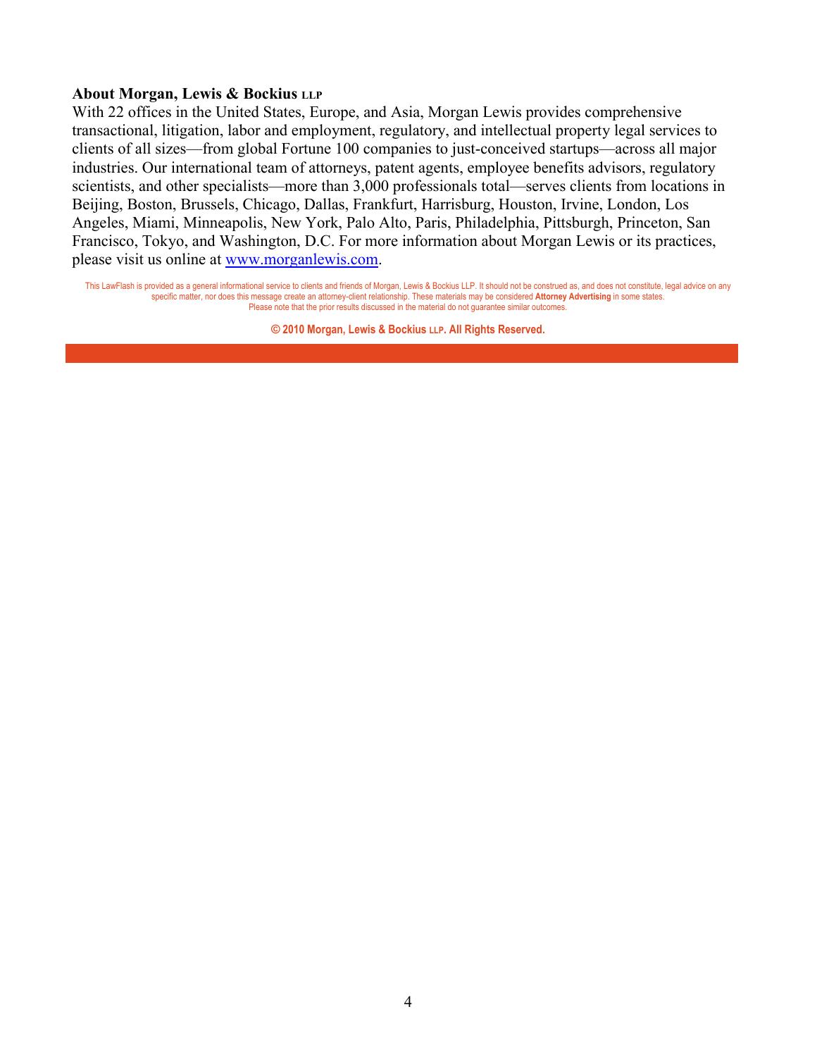**About Morgan, Lewis & Bockius LLP**

With 22 offices in the United States, Europe, and Asia, Morgan Lewis provides comprehensive transactional, litigation, labor and employment, regulatory, and intellectual property legal services to clients of all sizes—from global Fortune 100 companies to just-conceived startups—across all major industries. Our international team of attorneys, patent agents, employee benefits advisors, regulatory scientists, and other specialists—more than 3,000 professionals total—serves clients from locations in Beijing, Boston, Brussels, Chicago, Dallas, Frankfurt, Harrisburg, Houston, Irvine, London, Los Angeles, Miami, Minneapolis, New York, Palo Alto, Paris, Philadelphia, Pittsburgh, Princeton, San Francisco, Tokyo, and Washington, D.C. For more information about Morgan Lewis or its practices, please visit us online at www.morganlewis.com.

This LawFlash is provided as a general informational service to clients and friends of Morgan, Lewis & Bockius LLP. It should not be construed as, and does not constitute, legal advice on any specific matter, nor does this message create an attorney-client relationship. These materials may be considered **Attorney Advertising** in some states. Please note that the prior results discussed in the material do not guarantee similar outcomes.

**© 2010 Morgan, Lewis & Bockius LLP. All Rights Reserved.**